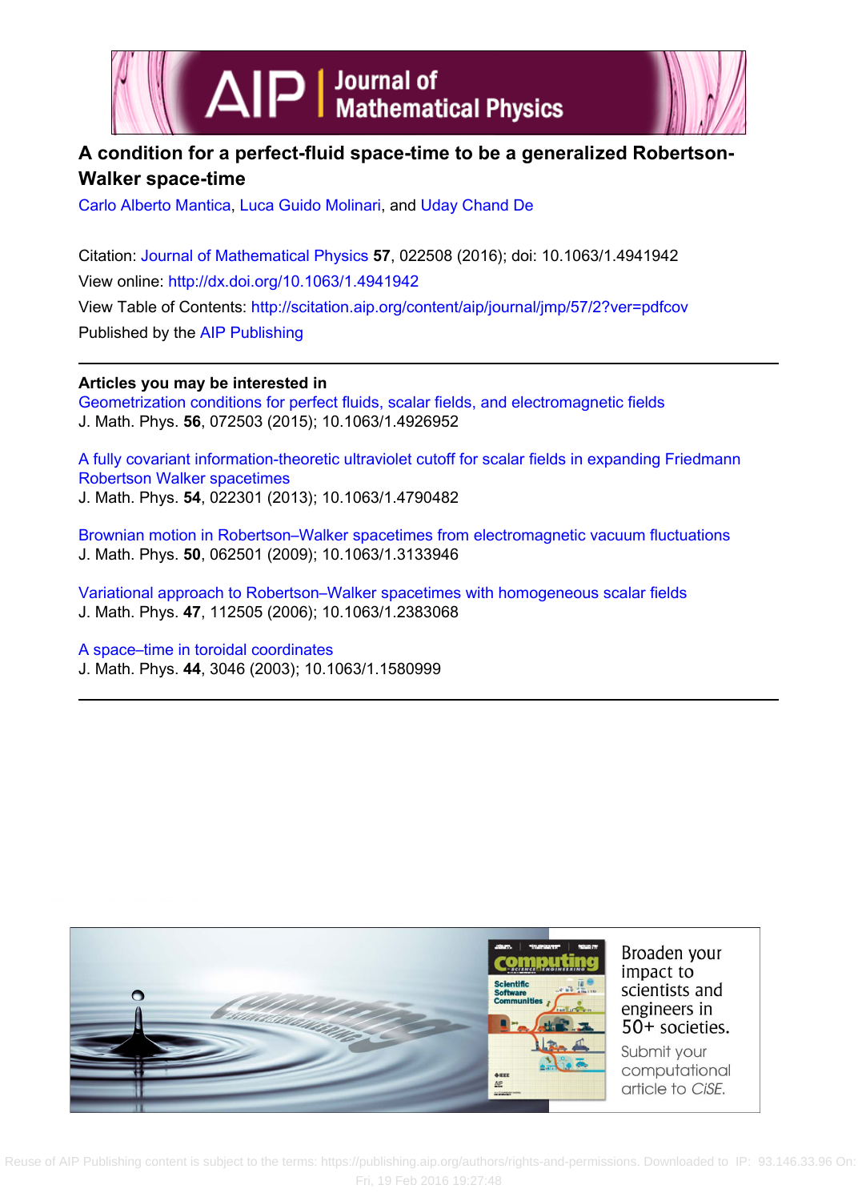# A condition for a perfect-fluid space-time to be a generalized Robertson-Walker space-time

Carlo Alberto Mantica, Luca Guido Molinari, and Uday Chand De

Citation: Journal of Mathematical Physics **57**, 022508 (2016); doi: 10.1063/1.4941942

View online: http://dx.doi.org/10.1063/1.4941942

View Table of Contents: http://scitation.aip.org/content/aip/journal/jmp/57/2?ver=pdfcov

Published by the AIP Publishing

**Articles you may be interested in**

Geometrization conditions for perfect fluids, scalar fields, and electromagnetic fields
J. Math. Phys. **56**, 072503 (2015); 10.1063/1.4926952

A fully covariant information-theoretic ultraviolet cutoff for scalar fields in expanding Friedmann Robertson Walker spacetimes
J. Math. Phys. **54**, 022301 (2013); 10.1063/1.4790482

Brownian motion in Robertson–Walker spacetimes from electromagnetic vacuum fluctuations
J. Math. Phys. **50**, 062501 (2009); 10.1063/1.3133946

Variational approach to Robertson–Walker spacetimes with homogeneous scalar fields
J. Math. Phys. **47**, 112505 (2006); 10.1063/1.2383068

A space–time in toroidal coordinates
J. Math. Phys. **44**, 3046 (2003); 10.1063/1.1580999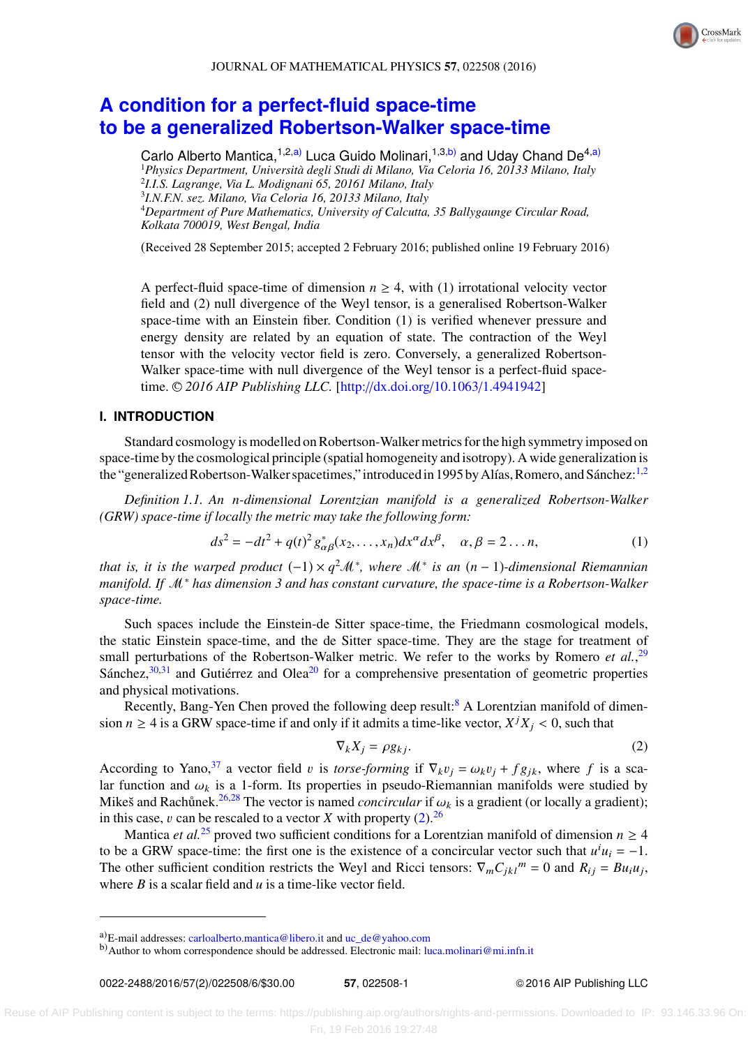JOURNAL OF MATHEMATICAL PHYSICS **57**, 022508 (2016)

# A condition for a perfect-fluid space-time to be a generalized Robertson-Walker space-time

Carlo Alberto Mantica,[1,2,a)] Luca Guido Molinari,[1,3,b)] and Uday Chand De[4,a)]

[1]*Physics Department, Università degli Studi di Milano, Via Celoria 16, 20133 Milano, Italy*
[2]*I.I.S. Lagrange, Via L. Modignani 65, 20161 Milano, Italy*
[3]*I.N.F.N. sez. Milano, Via Celoria 16, 20133 Milano, Italy*
[4]*Department of Pure Mathematics, University of Calcutta, 35 Ballygaunge Circular Road, Kolkata 700019, West Bengal, India*

(Received 28 September 2015; accepted 2 February 2016; published online 19 February 2016)

A perfect-fluid space-time of dimension $n \geq 4$, with (1) irrotational velocity vector field and (2) null divergence of the Weyl tensor, is a generalised Robertson-Walker space-time with an Einstein fiber. Condition (1) is verified whenever pressure and energy density are related by an equation of state. The contraction of the Weyl tensor with the velocity vector field is zero. Conversely, a generalized Robertson-Walker space-time with null divergence of the Weyl tensor is a perfect-fluid space-time. *© 2016 AIP Publishing LLC.* [http://dx.doi.org/10.1063/1.4941942]

## I. INTRODUCTION

Standard cosmology is modelled on Robertson-Walker metrics for the high symmetry imposed on space-time by the cosmological principle (spatial homogeneity and isotropy). A wide generalization is the "generalized Robertson-Walker spacetimes," introduced in 1995 by Alías, Romero, and Sánchez:[1,2]

*Definition 1.1. An n-dimensional Lorentzian manifold is a generalized Robertson-Walker (GRW) space-time if locally the metric may take the following form:*

$$ds^2 = -dt^2 + q(t)^2\, g^*_{\alpha\beta}(x_2, \ldots, x_n) dx^\alpha dx^\beta, \quad \alpha, \beta = 2 \ldots n, \tag{1}$$

*that is, it is the warped product $(-1) \times q^2 \mathscr{M}^*$, where $\mathscr{M}^*$ is an $(n-1)$-dimensional Riemannian manifold. If $\mathscr{M}^*$ has dimension 3 and has constant curvature, the space-time is a Robertson-Walker space-time.*

Such spaces include the Einstein-de Sitter space-time, the Friedmann cosmological models, the static Einstein space-time, and the de Sitter space-time. They are the stage for treatment of small perturbations of the Robertson-Walker metric. We refer to the works by Romero *et al.*,[29] Sánchez,[30,31] and Gutiérrez and Olea[20] for a comprehensive presentation of geometric properties and physical motivations.

Recently, Bang-Yen Chen proved the following deep result:[8] A Lorentzian manifold of dimension $n \geq 4$ is a GRW space-time if and only if it admits a time-like vector, $X^j X_j < 0$, such that

$$\nabla_k X_j = \rho g_{kj}. \tag{2}$$

According to Yano,[37] a vector field $v$ is *torse-forming* if $\nabla_k v_j = \omega_k v_j + f g_{jk}$, where $f$ is a scalar function and $\omega_k$ is a 1-form. Its properties in pseudo-Riemannian manifolds were studied by Mikeš and Rachůnek.[26,28] The vector is named *concircular* if $\omega_k$ is a gradient (or locally a gradient); in this case, $v$ can be rescaled to a vector $X$ with property (2).[26]

Mantica *et al.*[25] proved two sufficient conditions for a Lorentzian manifold of dimension $n \geq 4$ to be a GRW space-time: the first one is the existence of a concircular vector such that $u^i u_i = -1$. The other sufficient condition restricts the Weyl and Ricci tensors: $\nabla_m C_{jkl}{}^m = 0$ and $R_{ij} = B u_i u_j$, where $B$ is a scalar field and $u$ is a time-like vector field.

---

a)E-mail addresses: carloalberto.mantica@libero.it and uc_de@yahoo.com
b)Author to whom correspondence should be addressed. Electronic mail: luca.molinari@mi.infn.it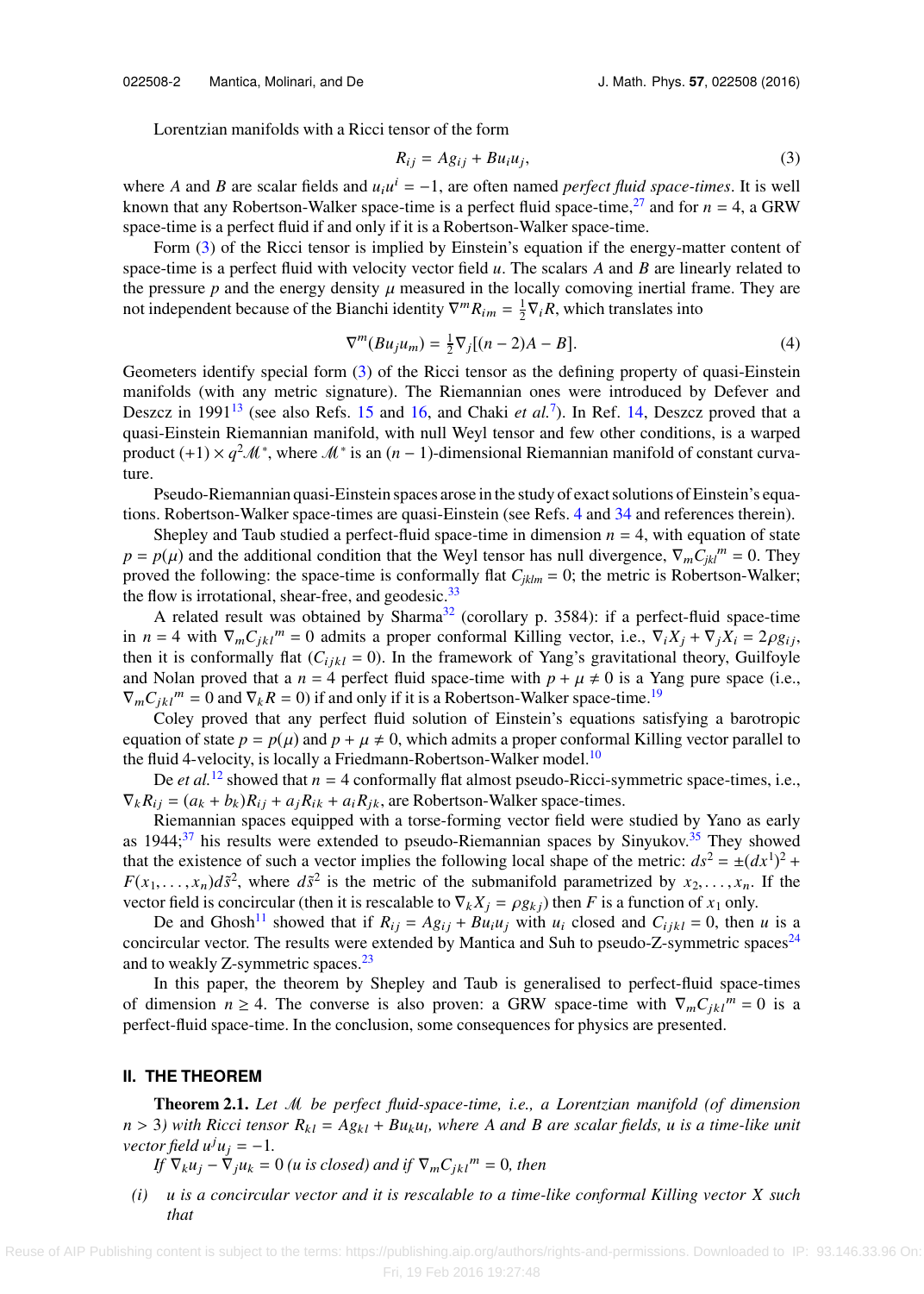Lorentzian manifolds with a Ricci tensor of the form

$$R_{ij} = Ag_{ij} + Bu_i u_j, \tag{3}$$

where $A$ and $B$ are scalar fields and $u_i u^i = -1$, are often named *perfect fluid space-times*. It is well known that any Robertson-Walker space-time is a perfect fluid space-time,[27] and for $n = 4$, a GRW space-time is a perfect fluid if and only if it is a Robertson-Walker space-time.

Form (3) of the Ricci tensor is implied by Einstein's equation if the energy-matter content of space-time is a perfect fluid with velocity vector field $u$. The scalars $A$ and $B$ are linearly related to the pressure $p$ and the energy density $\mu$ measured in the locally comoving inertial frame. They are not independent because of the Bianchi identity $\nabla^m R_{im} = \frac{1}{2}\nabla_i R$, which translates into

$$\nabla^m(Bu_j u_m) = \tfrac{1}{2}\nabla_j[(n-2)A - B]. \tag{4}$$

Geometers identify special form (3) of the Ricci tensor as the defining property of quasi-Einstein manifolds (with any metric signature). The Riemannian ones were introduced by Defever and Deszcz in 1991[13] (see also Refs. 15 and 16, and Chaki *et al.*[7]). In Ref. 14, Deszcz proved that a quasi-Einstein Riemannian manifold, with null Weyl tensor and few other conditions, is a warped product $(+1) \times q^2 \mathscr{M}^*$, where $\mathscr{M}^*$ is an $(n-1)$-dimensional Riemannian manifold of constant curvature.

Pseudo-Riemannian quasi-Einstein spaces arose in the study of exact solutions of Einstein's equations. Robertson-Walker space-times are quasi-Einstein (see Refs. 4 and 34 and references therein).

Shepley and Taub studied a perfect-fluid space-time in dimension $n = 4$, with equation of state $p = p(\mu)$ and the additional condition that the Weyl tensor has null divergence, $\nabla_m C_{jkl}{}^m = 0$. They proved the following: the space-time is conformally flat $C_{jklm} = 0$; the metric is Robertson-Walker; the flow is irrotational, shear-free, and geodesic.[33]

A related result was obtained by Sharma[32] (corollary p. 3584): if a perfect-fluid space-time in $n = 4$ with $\nabla_m C_{jkl}{}^m = 0$ admits a proper conformal Killing vector, i.e., $\nabla_i X_j + \nabla_j X_i = 2\rho g_{ij}$, then it is conformally flat ($C_{ijkl} = 0$). In the framework of Yang's gravitational theory, Guilfoyle and Nolan proved that a $n = 4$ perfect fluid space-time with $p + \mu \neq 0$ is a Yang pure space (i.e., $\nabla_m C_{jkl}{}^m = 0$ and $\nabla_k R = 0$) if and only if it is a Robertson-Walker space-time.[19]

Coley proved that any perfect fluid solution of Einstein's equations satisfying a barotropic equation of state $p = p(\mu)$ and $p + \mu \neq 0$, which admits a proper conformal Killing vector parallel to the fluid 4-velocity, is locally a Friedmann-Robertson-Walker model.[10]

De *et al.*[12] showed that $n = 4$ conformally flat almost pseudo-Ricci-symmetric space-times, i.e., $\nabla_k R_{ij} = (a_k + b_k)R_{ij} + a_j R_{ik} + a_i R_{jk}$, are Robertson-Walker space-times.

Riemannian spaces equipped with a torse-forming vector field were studied by Yano as early as 1944;[37] his results were extended to pseudo-Riemannian spaces by Sinyukov.[35] They showed that the existence of such a vector implies the following local shape of the metric: $ds^2 = \pm(dx^1)^2 + F(x_1, \ldots, x_n)d\bar{s}^2$, where $d\bar{s}^2$ is the metric of the submanifold parametrized by $x_2, \ldots, x_n$. If the vector field is concircular (then it is rescalable to $\nabla_k X_j = \rho g_{kj}$) then $F$ is a function of $x_1$ only.

De and Ghosh[11] showed that if $R_{ij} = Ag_{ij} + Bu_i u_j$ with $u_i$ closed and $C_{ijkl} = 0$, then $u$ is a concircular vector. The results were extended by Mantica and Suh to pseudo-Z-symmetric spaces[24] and to weakly Z-symmetric spaces.[23]

In this paper, the theorem by Shepley and Taub is generalised to perfect-fluid space-times of dimension $n \geq 4$. The converse is also proven: a GRW space-time with $\nabla_m C_{jkl}{}^m = 0$ is a perfect-fluid space-time. In the conclusion, some consequences for physics are presented.

## II. THE THEOREM

**Theorem 2.1.** *Let $\mathscr{M}$ be perfect fluid-space-time, i.e., a Lorentzian manifold (of dimension $n > 3$) with Ricci tensor $R_{kl} = Ag_{kl} + Bu_k u_l$, where $A$ and $B$ are scalar fields, $u$ is a time-like unit vector field $u^j u_j = -1$.*

*If $\nabla_k u_j - \nabla_j u_k = 0$ ($u$ is closed) and if $\nabla_m C_{jkl}{}^m = 0$, then*

*(i) $u$ is a concircular vector and it is rescalable to a time-like conformal Killing vector $X$ such that*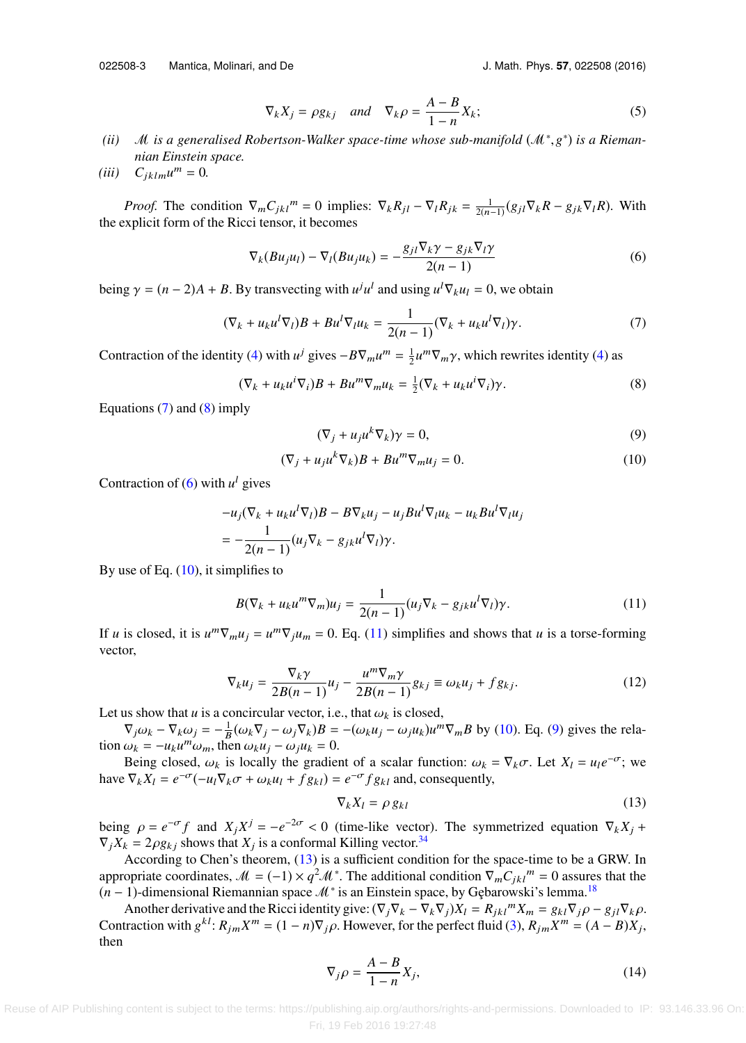$$\nabla_k X_j = \rho g_{kj} \quad and \quad \nabla_k \rho = \frac{A-B}{1-n} X_k; \tag{5}$$

*(ii)* $\mathcal{M}$ *is a generalised Robertson-Walker space-time whose sub-manifold* $(\mathcal{M}^*, g^*)$ *is a Riemannian Einstein space.*

*(iii)* $C_{jklm}u^m = 0$.

*Proof.* The condition $\nabla_m C_{jkl}{}^m = 0$ implies: $\nabla_k R_{jl} - \nabla_l R_{jk} = \frac{1}{2(n-1)}(g_{jl}\nabla_k R - g_{jk}\nabla_l R)$. With the explicit form of the Ricci tensor, it becomes

$$\nabla_k(Bu_j u_l) - \nabla_l(Bu_j u_k) = -\frac{g_{jl}\nabla_k\gamma - g_{jk}\nabla_l\gamma}{2(n-1)} \tag{6}$$

being $\gamma = (n-2)A + B$. By transvecting with $u^j u^l$ and using $u^l\nabla_k u_l = 0$, we obtain

$$(\nabla_k + u_k u^l \nabla_l)B + Bu^l\nabla_l u_k = \frac{1}{2(n-1)}(\nabla_k + u_k u^l\nabla_l)\gamma. \tag{7}$$

Contraction of the identity (4) with $u^j$ gives $-B\nabla_m u^m = \frac{1}{2}u^m\nabla_m\gamma$, which rewrites identity (4) as

$$(\nabla_k + u_k u^i\nabla_i)B + Bu^m\nabla_m u_k = \tfrac{1}{2}(\nabla_k + u_k u^i\nabla_i)\gamma. \tag{8}$$

Equations (7) and (8) imply

$$(\nabla_j + u_j u^k\nabla_k)\gamma = 0, \tag{9}$$

$$(\nabla_j + u_j u^k\nabla_k)B + Bu^m\nabla_m u_j = 0. \tag{10}$$

Contraction of (6) with $u^l$ gives

$$-u_j(\nabla_k + u_k u^l\nabla_l)B - B\nabla_k u_j - u_j Bu^l\nabla_l u_k - u_k Bu^l\nabla_l u_j$$
$$= -\frac{1}{2(n-1)}(u_j\nabla_k - g_{jk}u^l\nabla_l)\gamma.$$

By use of Eq. (10), it simplifies to

$$B(\nabla_k + u_k u^m\nabla_m)u_j = \frac{1}{2(n-1)}(u_j\nabla_k - g_{jk}u^l\nabla_l)\gamma. \tag{11}$$

If $u$ is closed, it is $u^m\nabla_m u_j = u^m\nabla_j u_m = 0$. Eq. (11) simplifies and shows that $u$ is a torse-forming vector,

$$\nabla_k u_j = \frac{\nabla_k\gamma}{2B(n-1)}u_j - \frac{u^m\nabla_m\gamma}{2B(n-1)}g_{kj} \equiv \omega_k u_j + f g_{kj}. \tag{12}$$

Let us show that $u$ is a concircular vector, i.e., that $\omega_k$ is closed,

$\nabla_j\omega_k - \nabla_k\omega_j = -\frac{1}{B}(\omega_k\nabla_j - \omega_j\nabla_k)B = -(\omega_k u_j - \omega_j u_k)u^m\nabla_m B$ by (10). Eq. (9) gives the relation $\omega_k = -u_k u^m\omega_m$, then $\omega_k u_j - \omega_j u_k = 0$.

Being closed, $\omega_k$ is locally the gradient of a scalar function: $\omega_k = \nabla_k\sigma$. Let $X_l = u_l e^{-\sigma}$; we have $\nabla_k X_l = e^{-\sigma}(-u_l\nabla_k\sigma + \omega_k u_l + f g_{kl}) = e^{-\sigma} f g_{kl}$ and, consequently,

$$\nabla_k X_l = \rho\, g_{kl} \tag{13}$$

being $\rho = e^{-\sigma}f$ and $X_j X^j = -e^{-2\sigma} < 0$ (time-like vector). The symmetrized equation $\nabla_k X_j + \nabla_j X_k = 2\rho g_{kj}$ shows that $X_j$ is a conformal Killing vector.[34]

According to Chen's theorem, (13) is a sufficient condition for the space-time to be a GRW. In appropriate coordinates, $\mathcal{M} = (-1)\times q^2\mathcal{M}^*$. The additional condition $\nabla_m C_{jkl}{}^m = 0$ assures that the $(n-1)$-dimensional Riemannian space $\mathcal{M}^*$ is an Einstein space, by Gębarowski's lemma.[18]

Another derivative and the Ricci identity give: $(\nabla_j\nabla_k - \nabla_k\nabla_j)X_l = R_{jkl}{}^m X_m = g_{kl}\nabla_j\rho - g_{jl}\nabla_k\rho$. Contraction with $g^{kl}$: $R_{jm}X^m = (1-n)\nabla_j\rho$. However, for the perfect fluid (3), $R_{jm}X^m = (A-B)X_j$, then

$$\nabla_j\rho = \frac{A-B}{1-n}X_j, \tag{14}$$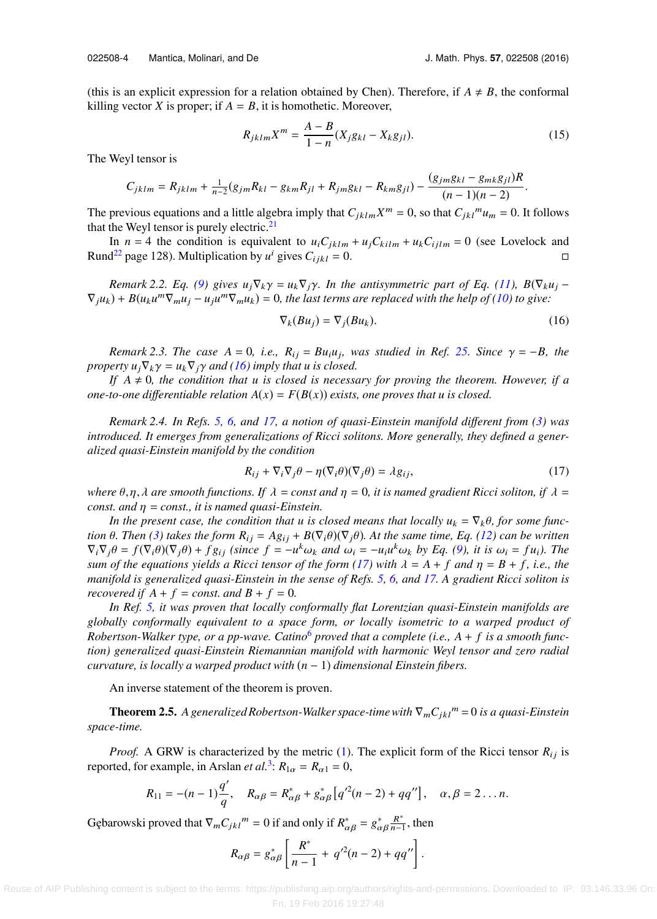(this is an explicit expression for a relation obtained by Chen). Therefore, if $A \neq B$, the conformal killing vector $X$ is proper; if $A = B$, it is homothetic. Moreover,

$$R_{jklm}X^m = \frac{A-B}{1-n}(X_j g_{kl} - X_k g_{jl}). \tag{15}$$

The Weyl tensor is

$$C_{jklm} = R_{jklm} + \tfrac{1}{n-2}(g_{jm}R_{kl} - g_{km}R_{jl} + R_{jm}g_{kl} - R_{km}g_{jl}) - \frac{(g_{jm}g_{kl} - g_{mk}g_{jl})R}{(n-1)(n-2)}.$$

The previous equations and a little algebra imply that $C_{jklm}X^m = 0$, so that $C_{jkl}{}^m u_m = 0$. It follows that the Weyl tensor is purely electric.[21]

In $n = 4$ the condition is equivalent to $u_i C_{jklm} + u_j C_{kilm} + u_k C_{ijlm} = 0$ (see Lovelock and Rund[22] page 128). Multiplication by $u^i$ gives $C_{ijkl} = 0$. □

*Remark 2.2. Eq. (9) gives $u_j \nabla_k \gamma = u_k \nabla_j \gamma$. In the antisymmetric part of Eq. (11), $B(\nabla_k u_j - \nabla_j u_k) + B(u_k u^m \nabla_m u_j - u_j u^m \nabla_m u_k) = 0$, the last terms are replaced with the help of (10) to give:*

$$\nabla_k(Bu_j) = \nabla_j(Bu_k). \tag{16}$$

*Remark 2.3. The case $A = 0$, i.e., $R_{ij} = Bu_i u_j$, was studied in Ref. 25. Since $\gamma = -B$, the property $u_j \nabla_k \gamma = u_k \nabla_j \gamma$ and (16) imply that u is closed.*

*If $A \neq 0$, the condition that u is closed is necessary for proving the theorem. However, if a one-to-one differentiable relation $A(x) = F(B(x))$ exists, one proves that u is closed.*

*Remark 2.4. In Refs. 5, 6, and 17, a notion of quasi-Einstein manifold different from (3) was introduced. It emerges from generalizations of Ricci solitons. More generally, they defined a generalized quasi-Einstein manifold by the condition*

$$R_{ij} + \nabla_i \nabla_j \theta - \eta(\nabla_i \theta)(\nabla_j \theta) = \lambda g_{ij}, \tag{17}$$

*where $\theta, \eta, \lambda$ are smooth functions. If $\lambda = const$ and $\eta = 0$, it is named gradient Ricci soliton, if $\lambda = const.$ and $\eta = const.$, it is named quasi-Einstein.*

*In the present case, the condition that u is closed means that locally $u_k = \nabla_k \theta$, for some function $\theta$. Then (3) takes the form $R_{ij} = Ag_{ij} + B(\nabla_i \theta)(\nabla_j \theta)$. At the same time, Eq. (12) can be written $\nabla_i \nabla_j \theta = f(\nabla_i \theta)(\nabla_j \theta) + f g_{ij}$ (since $f = -u^k \omega_k$ and $\omega_i = -u_i u^k \omega_k$ by Eq. (9), it is $\omega_i = f u_i$). The sum of the equations yields a Ricci tensor of the form (17) with $\lambda = A + f$ and $\eta = B + f$, i.e., the manifold is generalized quasi-Einstein in the sense of Refs. 5, 6, and 17. A gradient Ricci soliton is recovered if $A + f = const.$ and $B + f = 0$.*

*In Ref. 5, it was proven that locally conformally flat Lorentzian quasi-Einstein manifolds are globally conformally equivalent to a space form, or locally isometric to a warped product of Robertson-Walker type, or a pp-wave. Catino[6] proved that a complete (i.e., $A + f$ is a smooth function) generalized quasi-Einstein Riemannian manifold with harmonic Weyl tensor and zero radial curvature, is locally a warped product with $(n-1)$ dimensional Einstein fibers.*

An inverse statement of the theorem is proven.

**Theorem 2.5.** *A generalized Robertson-Walker space-time with $\nabla_m C_{jkl}{}^m = 0$ is a quasi-Einstein space-time.*

*Proof.* A GRW is characterized by the metric (1). The explicit form of the Ricci tensor $R_{ij}$ is reported, for example, in Arslan *et al.*[3]: $R_{1\alpha} = R_{\alpha 1} = 0$,

$$R_{11} = -(n-1)\frac{q'}{q}, \quad R_{\alpha\beta} = R^*_{\alpha\beta} + g^*_{\alpha\beta}\left[q'^2(n-2) + qq''\right], \quad \alpha, \beta = 2 \ldots n.$$

Gębarowski proved that $\nabla_m C_{jkl}{}^m = 0$ if and only if $R^*_{\alpha\beta} = g^*_{\alpha\beta}\frac{R^*}{n-1}$, then

$$R_{\alpha\beta} = g^*_{\alpha\beta}\left[\frac{R^*}{n-1} + q'^2(n-2) + qq''\right].$$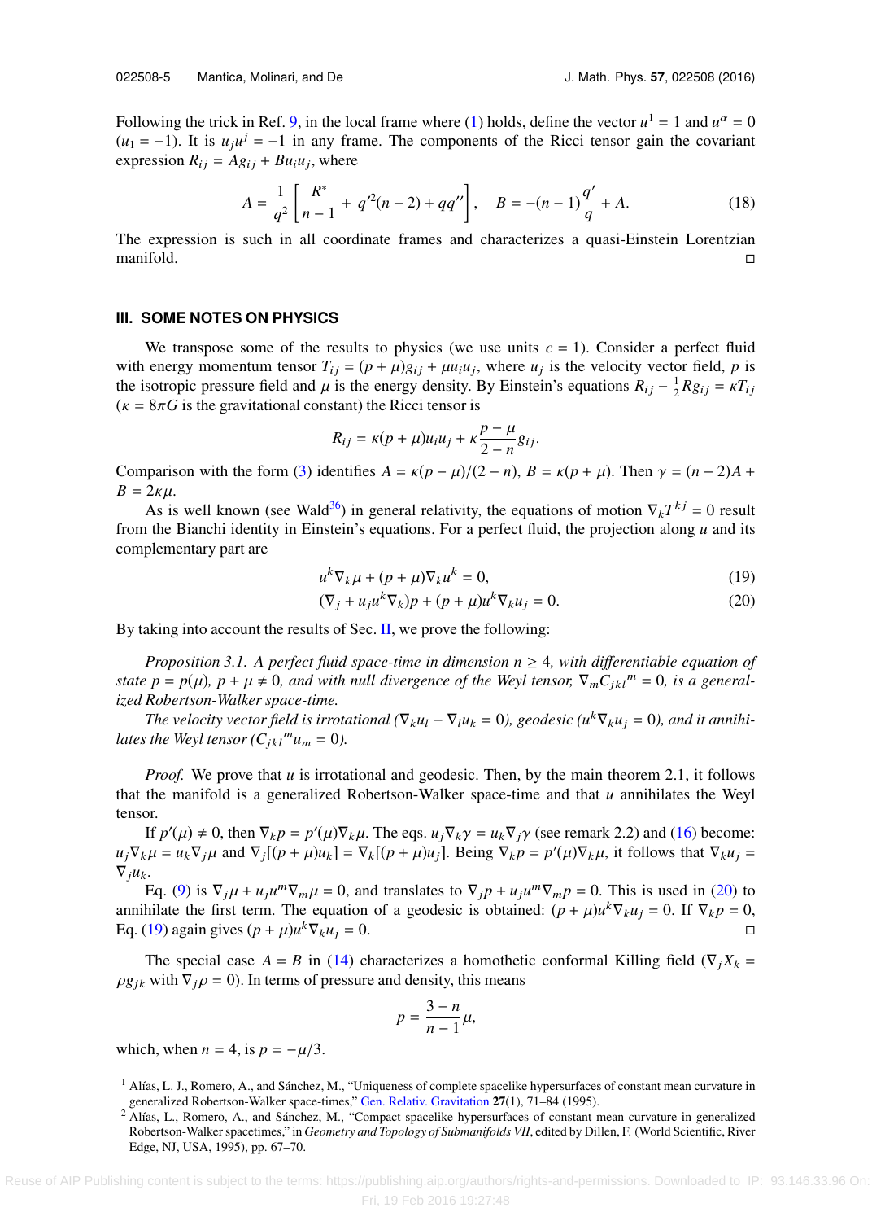Following the trick in Ref. [9], in the local frame where (1) holds, define the vector $u^1 = 1$ and $u^\alpha = 0$ ($u_1 = -1$). It is $u_j u^j = -1$ in any frame. The components of the Ricci tensor gain the covariant expression $R_{ij} = Ag_{ij} + Bu_i u_j$, where

$$A = \frac{1}{q^2}\left[\frac{R^*}{n-1} + q'^2(n-2) + qq''\right], \quad B = -(n-1)\frac{q'}{q} + A. \tag{18}$$

The expression is such in all coordinate frames and characterizes a quasi-Einstein Lorentzian manifold. □

## III. SOME NOTES ON PHYSICS

We transpose some of the results to physics (we use units $c = 1$). Consider a perfect fluid with energy momentum tensor $T_{ij} = (p+\mu)g_{ij} + \mu u_i u_j$, where $u_j$ is the velocity vector field, $p$ is the isotropic pressure field and $\mu$ is the energy density. By Einstein's equations $R_{ij} - \frac{1}{2}Rg_{ij} = \kappa T_{ij}$ ($\kappa = 8\pi G$ is the gravitational constant) the Ricci tensor is

$$R_{ij} = \kappa(p+\mu)u_i u_j + \kappa\frac{p-\mu}{2-n}g_{ij}.$$

Comparison with the form (3) identifies $A = \kappa(p-\mu)/(2-n)$, $B = \kappa(p+\mu)$. Then $\gamma = (n-2)A + B = 2\kappa\mu$.

As is well known (see Wald[36]) in general relativity, the equations of motion $\nabla_k T^{kj} = 0$ result from the Bianchi identity in Einstein's equations. For a perfect fluid, the projection along $u$ and its complementary part are

$$u^k\nabla_k\mu + (p+\mu)\nabla_k u^k = 0, \tag{19}$$

$$(\nabla_j + u_j u^k\nabla_k)p + (p+\mu)u^k\nabla_k u_j = 0. \tag{20}$$

By taking into account the results of Sec. II, we prove the following:

*Proposition 3.1. A perfect fluid space-time in dimension $n \geq 4$, with differentiable equation of state $p = p(\mu)$, $p + \mu \neq 0$, and with null divergence of the Weyl tensor, $\nabla_m C_{jkl}{}^m = 0$, is a generalized Robertson-Walker space-time.*

*The velocity vector field is irrotational ($\nabla_k u_l - \nabla_l u_k = 0$), geodesic ($u^k\nabla_k u_j = 0$), and it annihilates the Weyl tensor ($C_{jkl}{}^m u_m = 0$).*

*Proof.* We prove that $u$ is irrotational and geodesic. Then, by the main theorem 2.1, it follows that the manifold is a generalized Robertson-Walker space-time and that $u$ annihilates the Weyl tensor.

If $p'(\mu) \neq 0$, then $\nabla_k p = p'(\mu)\nabla_k\mu$. The eqs. $u_j\nabla_k\gamma = u_k\nabla_j\gamma$ (see remark 2.2) and (16) become: $u_j\nabla_k\mu = u_k\nabla_j\mu$ and $\nabla_j[(p+\mu)u_k] = \nabla_k[(p+\mu)u_j]$. Being $\nabla_k p = p'(\mu)\nabla_k\mu$, it follows that $\nabla_k u_j = \nabla_j u_k$.

Eq. (9) is $\nabla_j\mu + u_j u^m\nabla_m\mu = 0$, and translates to $\nabla_j p + u_j u^m\nabla_m p = 0$. This is used in (20) to annihilate the first term. The equation of a geodesic is obtained: $(p+\mu)u^k\nabla_k u_j = 0$. If $\nabla_k p = 0$, Eq. (19) again gives $(p+\mu)u^k\nabla_k u_j = 0$. □

The special case $A = B$ in (14) characterizes a homothetic conformal Killing field ($\nabla_j X_k = \rho g_{jk}$ with $\nabla_j\rho = 0$). In terms of pressure and density, this means

$$p = \frac{3-n}{n-1}\mu,$$

which, when $n = 4$, is $p = -\mu/3$.

[1] Alías, L. J., Romero, A., and Sánchez, M., "Uniqueness of complete spacelike hypersurfaces of constant mean curvature in generalized Robertson-Walker space-times," Gen. Relativ. Gravitation **27**(1), 71–84 (1995).

[2] Alías, L., Romero, A., and Sánchez, M., "Compact spacelike hypersurfaces of constant mean curvature in generalized Robertson-Walker spacetimes," in *Geometry and Topology of Submanifolds VII*, edited by Dillen, F. (World Scientific, River Edge, NJ, USA, 1995), pp. 67–70.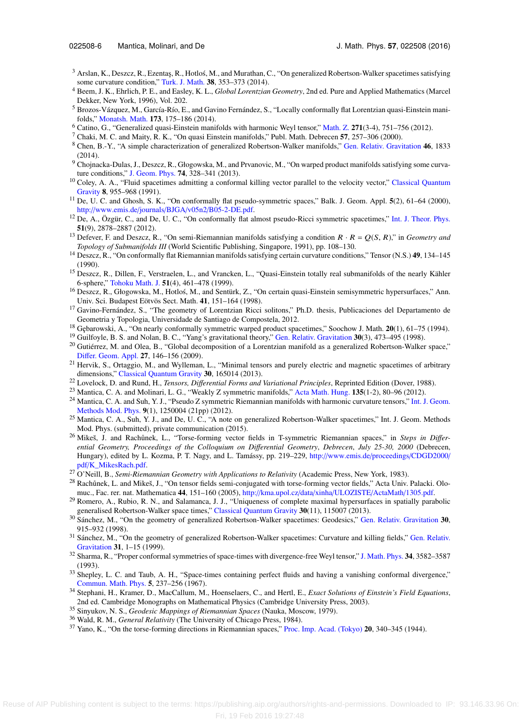[3] Arslan, K., Deszcz, R., Ezentaş, R., Hotloś, M., and Murathan, C., "On generalized Robertson-Walker spacetimes satisfying some curvature condition," Turk. J. Math. **38**, 353–373 (2014).

[4] Beem, J. K., Ehrlich, P. E., and Easley, K. L., *Global Lorentzian Geometry*, 2nd ed. Pure and Applied Mathematics (Marcel Dekker, New York, 1996), Vol. 202.

[5] Brozos-Vázquez, M., García-Río, E., and Gavino Fernández, S., "Locally conformally flat Lorentzian quasi-Einstein manifolds," Monatsh. Math. **173**, 175–186 (2014).

[6] Catino, G., "Generalized quasi-Einstein manifolds with harmonic Weyl tensor," Math. Z. **271**(3-4), 751–756 (2012).

[7] Chaki, M. C. and Maity, R. K., "On quasi Einstein manifolds," Publ. Math. Debrecen **57**, 257–306 (2000).

[8] Chen, B.-Y., "A simple characterization of generalized Robertson-Walker manifolds," Gen. Relativ. Gravitation **46**, 1833 (2014).

[9] Chojnacka-Dulas, J., Deszcz, R., Głogowska, M., and Prvanovic, M., "On warped product manifolds satisfying some curvature conditions," J. Geom. Phys. **74**, 328–341 (2013).

[10] Coley, A. A., "Fluid spacetimes admitting a conformal killing vector parallel to the velocity vector," Classical Quantum Gravity **8**, 955–968 (1991).

[11] De, U. C. and Ghosh, S. K., "On conformally flat pseudo-symmetric spaces," Balk. J. Geom. Appl. **5**(2), 61–64 (2000), http://www.emis.de/journals/BJGA/v05n2/B05-2-DE.pdf.

[12] De, A., Özgür, C., and De, U. C., "On conformally flat almost pseudo-Ricci symmetric spacetimes," Int. J. Theor. Phys. **51**(9), 2878–2887 (2012).

[13] Defever, F. and Deszcz, R., "On semi-Riemannian manifolds satisfying a condition $R \cdot R = Q(S, R)$," in *Geometry and Topology of Submanifolds III* (World Scientific Publishing, Singapore, 1991), pp. 108–130.

[14] Deszcz, R., "On conformally flat Riemannian manifolds satisfying certain curvature conditions," Tensor (N.S.) **49**, 134–145 (1990).

[15] Deszcz, R., Dillen, F., Verstraelen, L., and Vrancken, L., "Quasi-Einstein totally real submanifolds of the nearly Kähler 6-sphere," Tohoku Math. J. **51**(4), 461–478 (1999).

[16] Deszcz, R., Głogowska, M., Hotloś, M., and Sentürk, Z., "On certain quasi-Einstein semisymmetric hypersurfaces," Ann. Univ. Sci. Budapest Eötvös Sect. Math. **41**, 151–164 (1998).

[17] Gavino-Fernández, S., "The geometry of Lorentzian Ricci solitons," Ph.D. thesis, Publicaciones del Departamento de Geometria y Topologia, Universidade de Santiago de Compostela, 2012.

[18] Gębarowski, A., "On nearly conformally symmetric warped product spacetimes," Soochow J. Math. **20**(1), 61–75 (1994).

[19] Guilfoyle, B. S. and Nolan, B. C., "Yang's gravitational theory," Gen. Relativ. Gravitation **30**(3), 473–495 (1998).

[20] Gutiérrez, M. and Olea, B., "Global decomposition of a Lorentzian manifold as a generalized Robertson-Walker space," Differ. Geom. Appl. **27**, 146–156 (2009).

[21] Hervik, S., Ortaggio, M., and Wylleman, L., "Minimal tensors and purely electric and magnetic spacetimes of arbitrary dimensions," Classical Quantum Gravity **30**, 165014 (2013).

[22] Lovelock, D. and Rund, H., *Tensors, Differential Forms and Variational Principles*, Reprinted Edition (Dover, 1988).

[23] Mantica, C. A. and Molinari, L. G., "Weakly Z symmetric manifolds," Acta Math. Hung. **135**(1-2), 80–96 (2012).

[24] Mantica, C. A. and Suh, Y. J., "Pseudo Z symmetric Riemannian manifolds with harmonic curvature tensors," Int. J. Geom. Methods Mod. Phys. **9**(1), 1250004 (21pp) (2012).

[25] Mantica, C. A., Suh, Y. J., and De, U. C., "A note on generalized Robertson-Walker spacetimes," Int. J. Geom. Methods Mod. Phys. (submitted), private communication (2015).

[26] Mikeš, J. and Rachůnek, L., "Torse-forming vector fields in T-symmetric Riemannian spaces," in *Steps in Differential Geometry, Proceedings of the Colloquium on Differential Geometry*, *Debrecen, July 25-30, 2000* (Debrecen, Hungary), edited by L. Kozma, P. T. Nagy, and L. Tamássy, pp. 219–229, http://www.emis.de/proceedings/CDGD2000/pdf/K_MikesRach.pdf.

[27] O'Neill, B., *Semi-Riemannian Geometry with Applications to Relativity* (Academic Press, New York, 1983).

[28] Rachůnek, L. and Mikeš, J., "On tensor fields semi-conjugated with torse-forming vector fields," Acta Univ. Palacki. Olomuc., Fac. rer. nat. Mathematica **44**, 151–160 (2005), http://kma.upol.cz/data/xinha/ULOZISTE/ActaMath/1305.pdf.

[29] Romero, A., Rubio, R. N., and Salamanca, J. J., "Uniqueness of complete maximal hypersurfaces in spatially parabolic generalised Robertson-Walker space times," Classical Quantum Gravity **30**(11), 115007 (2013).

[30] Sánchez, M., "On the geometry of generalized Robertson-Walker spacetimes: Geodesics," Gen. Relativ. Gravitation **30**, 915–932 (1998).

[31] Sánchez, M., "On the geometry of generalized Robertson-Walker spacetimes: Curvature and killing fields," Gen. Relativ. Gravitation **31**, 1–15 (1999).

[32] Sharma, R., "Proper conformal symmetries of space-times with divergence-free Weyl tensor," J. Math. Phys. **34**, 3582–3587 (1993).

[33] Shepley, L. C. and Taub, A. H., "Space-times containing perfect fluids and having a vanishing conformal divergence," Commun. Math. Phys. **5**, 237–256 (1967).

[34] Stephani, H., Kramer, D., MacCallum, M., Hoenselaers, C., and Hertl, E., *Exact Solutions of Einstein's Field Equations*, 2nd ed. Cambridge Monographs on Mathematical Physics (Cambridge University Press, 2003).

[35] Sinyukov, N. S., *Geodesic Mappings of Riemannian Spaces* (Nauka, Moscow, 1979).

[36] Wald, R. M., *General Relativity* (The University of Chicago Press, 1984).

[37] Yano, K., "On the torse-forming directions in Riemannian spaces," Proc. Imp. Acad. (Tokyo) **20**, 340–345 (1944).